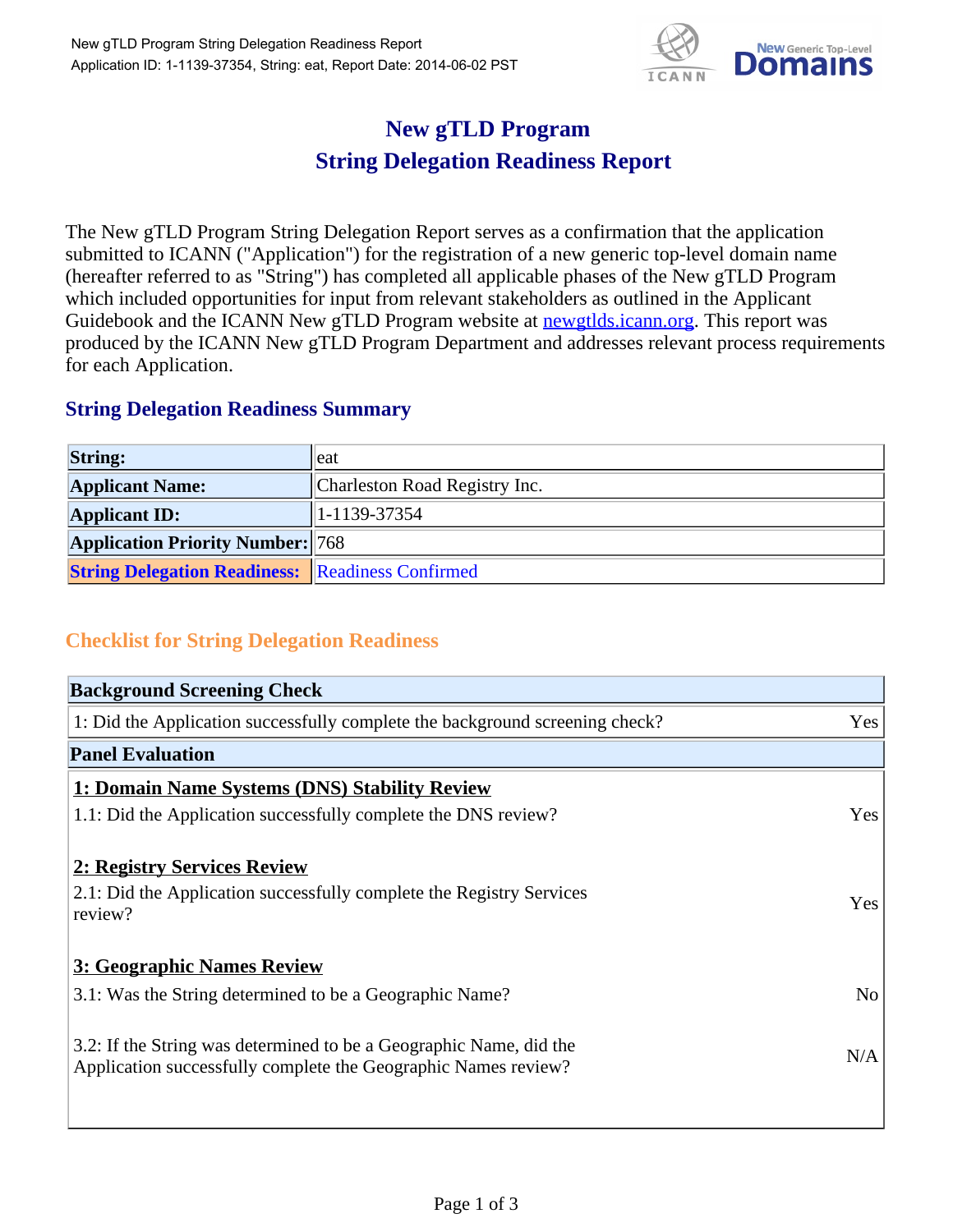# New gTLD Program
# String Delegation Readiness Report

The New gTLD Program String Delegation Report serves as a confirmation that the application submitted to ICANN ("Application") for the registration of a new generic top-level domain name (hereafter referred to as "String") has completed all applicable phases of the New gTLD Program which included opportunities for input from relevant stakeholders as outlined in the Applicant Guidebook and the ICANN New gTLD Program website at newgtlds.icann.org. This report was produced by the ICANN New gTLD Program Department and addresses relevant process requirements for each Application.

## String Delegation Readiness Summary

| | |
|---|---|
| **String:** | eat |
| **Applicant Name:** | Charleston Road Registry Inc. |
| **Applicant ID:** | 1-1139-37354 |
| **Application Priority Number:** | 768 |
| **String Delegation Readiness:** | Readiness Confirmed |

## Checklist for String Delegation Readiness

| **Background Screening Check** | |
|---|---|
| 1: Did the Application successfully complete the background screening check? | Yes |
| **Panel Evaluation** | |
| **1: Domain Name Systems (DNS) Stability Review** | |
| 1.1: Did the Application successfully complete the DNS review? | Yes |
| **2: Registry Services Review** | |
| 2.1: Did the Application successfully complete the Registry Services review? | Yes |
| **3: Geographic Names Review** | |
| 3.1: Was the String determined to be a Geographic Name? | No |
| 3.2: If the String was determined to be a Geographic Name, did the Application successfully complete the Geographic Names review? | N/A |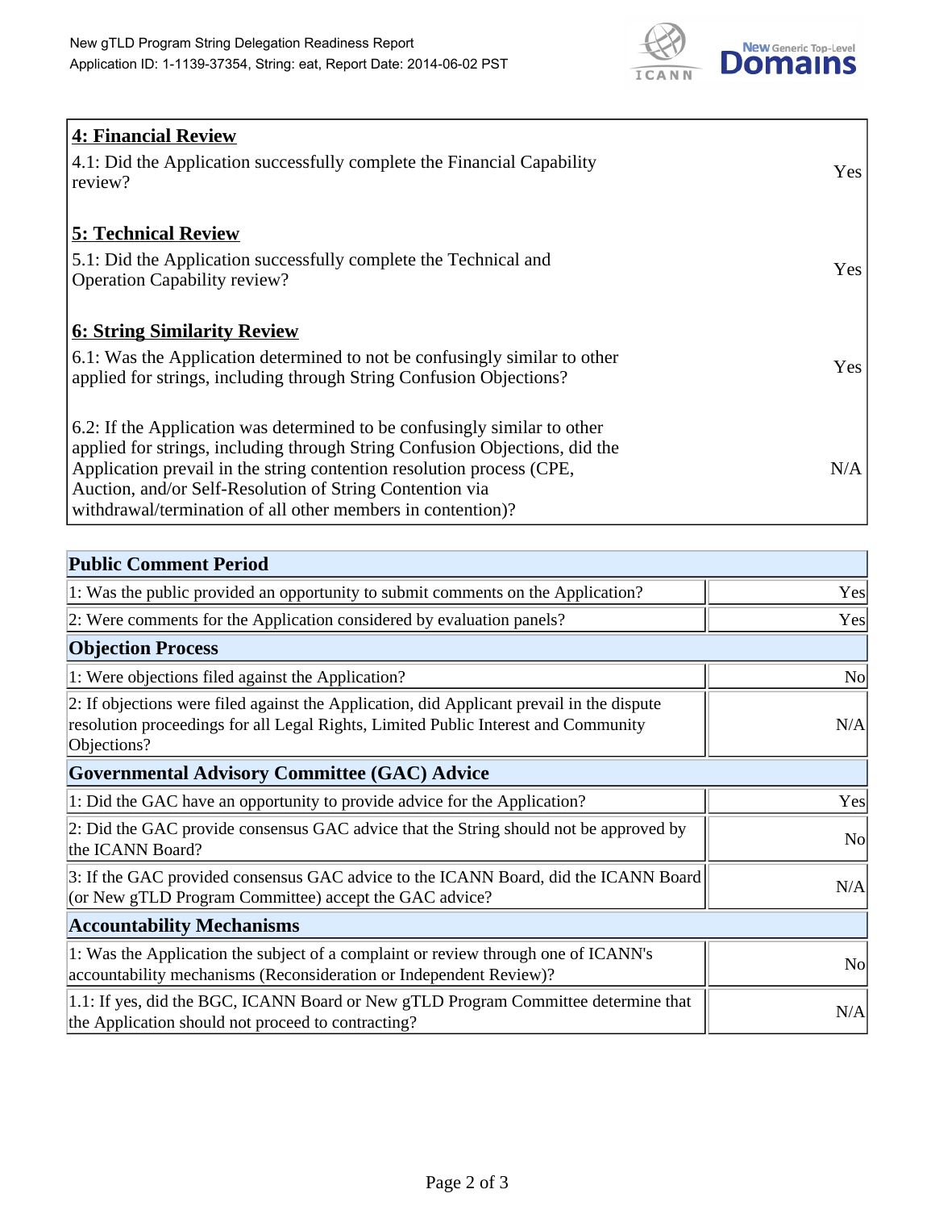| **4: Financial Review** | |
|---|---|
| 4.1: Did the Application successfully complete the Financial Capability review? | Yes |
| **5: Technical Review** | |
| 5.1: Did the Application successfully complete the Technical and Operation Capability review? | Yes |
| **6: String Similarity Review** | |
| 6.1: Was the Application determined to not be confusingly similar to other applied for strings, including through String Confusion Objections? | Yes |
| 6.2: If the Application was determined to be confusingly similar to other applied for strings, including through String Confusion Objections, did the Application prevail in the string contention resolution process (CPE, Auction, and/or Self-Resolution of String Contention via withdrawal/termination of all other members in contention)? | N/A |

| **Public Comment Period** | |
|---|---|
| 1: Was the public provided an opportunity to submit comments on the Application? | Yes |
| 2: Were comments for the Application considered by evaluation panels? | Yes |
| **Objection Process** | |
| 1: Were objections filed against the Application? | No |
| 2: If objections were filed against the Application, did Applicant prevail in the dispute resolution proceedings for all Legal Rights, Limited Public Interest and Community Objections? | N/A |
| **Governmental Advisory Committee (GAC) Advice** | |
| 1: Did the GAC have an opportunity to provide advice for the Application? | Yes |
| 2: Did the GAC provide consensus GAC advice that the String should not be approved by the ICANN Board? | No |
| 3: If the GAC provided consensus GAC advice to the ICANN Board, did the ICANN Board (or New gTLD Program Committee) accept the GAC advice? | N/A |
| **Accountability Mechanisms** | |
| 1: Was the Application the subject of a complaint or review through one of ICANN's accountability mechanisms (Reconsideration or Independent Review)? | No |
| 1.1: If yes, did the BGC, ICANN Board or New gTLD Program Committee determine that the Application should not proceed to contracting? | N/A |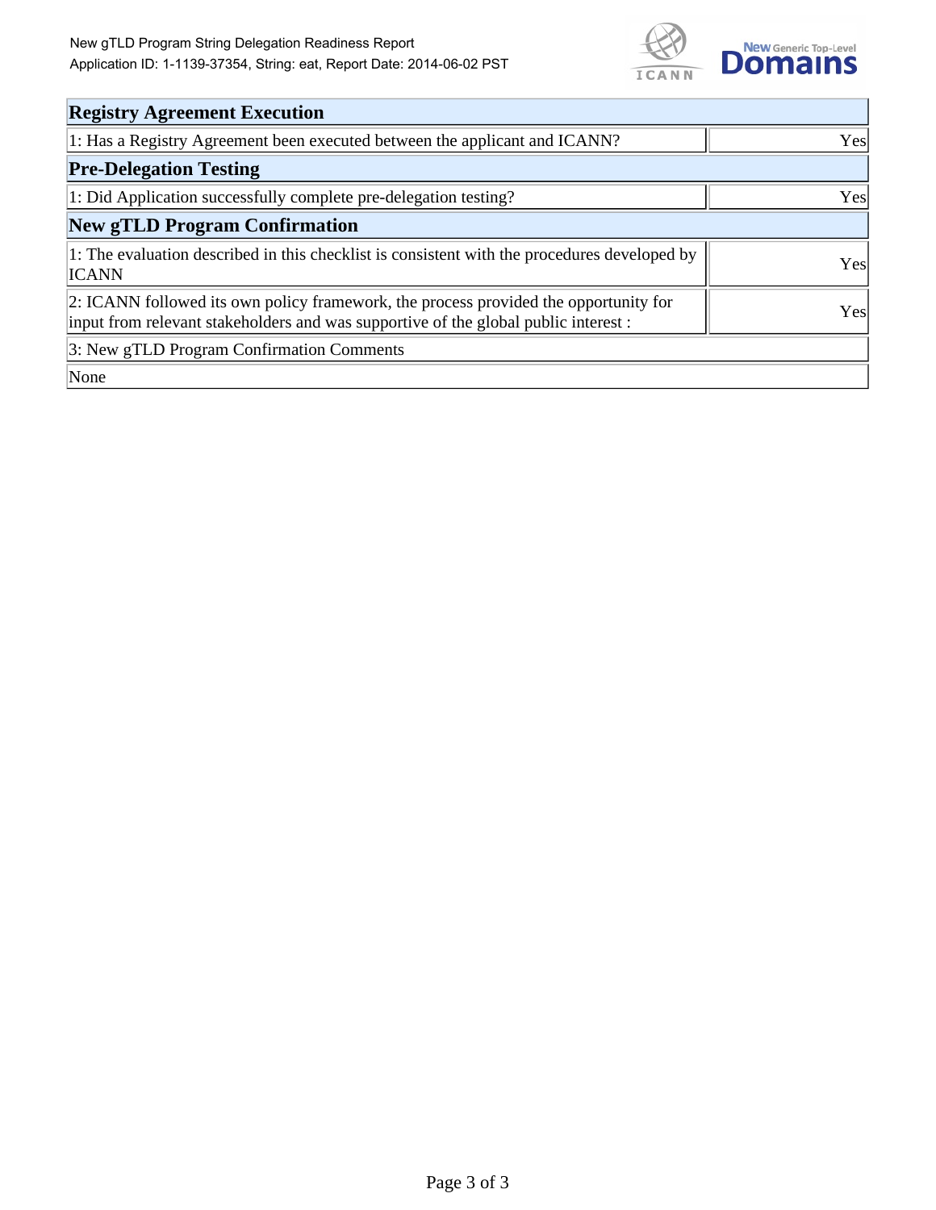## Registry Agreement Execution

| | |
|---|---|
| 1: Has a Registry Agreement been executed between the applicant and ICANN? | Yes |

## Pre-Delegation Testing

| | |
|---|---|
| 1: Did Application successfully complete pre-delegation testing? | Yes |

## New gTLD Program Confirmation

| | |
|---|---|
| 1: The evaluation described in this checklist is consistent with the procedures developed by ICANN | Yes |
| 2: ICANN followed its own policy framework, the process provided the opportunity for input from relevant stakeholders and was supportive of the global public interest : | Yes |

3: New gTLD Program Confirmation Comments

None